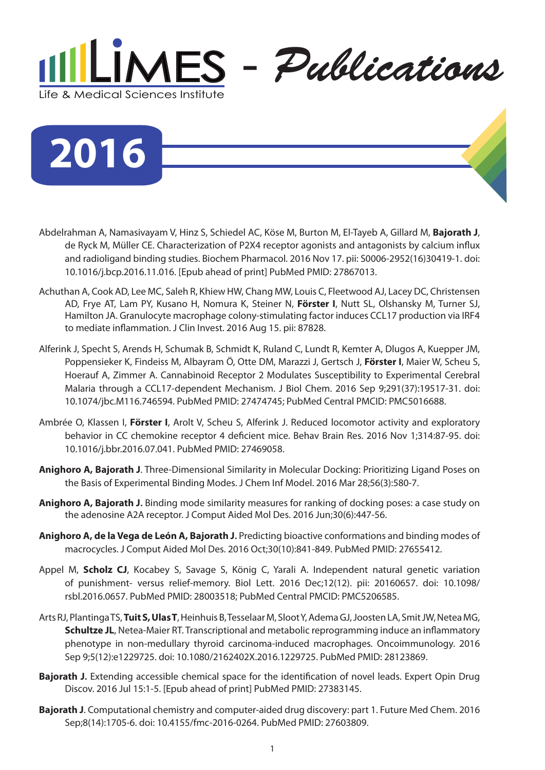# LIMES - Publications

Life & Medical Sciences Institute

## 2016

Abdelrahman A, Namasivayam V, Hinz S, Schiedel AC, Köse M, Burton M, El-Tayeb A, Gillard M, **Bajorath J**, de Ryck M, Müller CE. Characterization of P2X4 receptor agonists and antagonists by calcium influx and radioligand binding studies. Biochem Pharmacol. 2016 Nov 17. pii: S0006-2952(16)30419-1. doi: 10.1016/j.bcp.2016.11.016. [Epub ahead of print] PubMed PMID: 27867013.

Achuthan A, Cook AD, Lee MC, Saleh R, Khiew HW, Chang MW, Louis C, Fleetwood AJ, Lacey DC, Christensen AD, Frye AT, Lam PY, Kusano H, Nomura K, Steiner N, **Förster I**, Nutt SL, Olshansky M, Turner SJ, Hamilton JA. Granulocyte macrophage colony-stimulating factor induces CCL17 production via IRF4 to mediate inflammation. J Clin Invest. 2016 Aug 15. pii: 87828.

Alferink J, Specht S, Arends H, Schumak B, Schmidt K, Ruland C, Lundt R, Kemter A, Dlugos A, Kuepper JM, Poppensieker K, Findeiss M, Albayram Ö, Otte DM, Marazzi J, Gertsch J, **Förster I**, Maier W, Scheu S, Hoerauf A, Zimmer A. Cannabinoid Receptor 2 Modulates Susceptibility to Experimental Cerebral Malaria through a CCL17-dependent Mechanism. J Biol Chem. 2016 Sep 9;291(37):19517-31. doi: 10.1074/jbc.M116.746594. PubMed PMID: 27474745; PubMed Central PMCID: PMC5016688.

Ambrée O, Klassen I, **Förster I**, Arolt V, Scheu S, Alferink J. Reduced locomotor activity and exploratory behavior in CC chemokine receptor 4 deficient mice. Behav Brain Res. 2016 Nov 1;314:87-95. doi: 10.1016/j.bbr.2016.07.041. PubMed PMID: 27469058.

**Anighoro A, Bajorath J**. Three-Dimensional Similarity in Molecular Docking: Prioritizing Ligand Poses on the Basis of Experimental Binding Modes. J Chem Inf Model. 2016 Mar 28;56(3):580-7.

**Anighoro A, Bajorath J.** Binding mode similarity measures for ranking of docking poses: a case study on the adenosine A2A receptor. J Comput Aided Mol Des. 2016 Jun;30(6):447-56.

**Anighoro A, de la Vega de León A, Bajorath J.** Predicting bioactive conformations and binding modes of macrocycles. J Comput Aided Mol Des. 2016 Oct;30(10):841-849. PubMed PMID: 27655412.

Appel M, **Scholz CJ**, Kocabey S, Savage S, König C, Yarali A. Independent natural genetic variation of punishment- versus relief-memory. Biol Lett. 2016 Dec;12(12). pii: 20160657. doi: 10.1098/rsbl.2016.0657. PubMed PMID: 28003518; PubMed Central PMCID: PMC5206585.

Arts RJ, Plantinga TS, **Tuit S, Ulas T**, Heinhuis B, Tesselaar M, Sloot Y, Adema GJ, Joosten LA, Smit JW, Netea MG, **Schultze JL**, Netea-Maier RT. Transcriptional and metabolic reprogramming induce an inflammatory phenotype in non-medullary thyroid carcinoma-induced macrophages. Oncoimmunology. 2016 Sep 9;5(12):e1229725. doi: 10.1080/2162402X.2016.1229725. PubMed PMID: 28123869.

**Bajorath J.** Extending accessible chemical space for the identification of novel leads. Expert Opin Drug Discov. 2016 Jul 15:1-5. [Epub ahead of print] PubMed PMID: 27383145.

**Bajorath J**. Computational chemistry and computer-aided drug discovery: part 1. Future Med Chem. 2016 Sep;8(14):1705-6. doi: 10.4155/fmc-2016-0264. PubMed PMID: 27603809.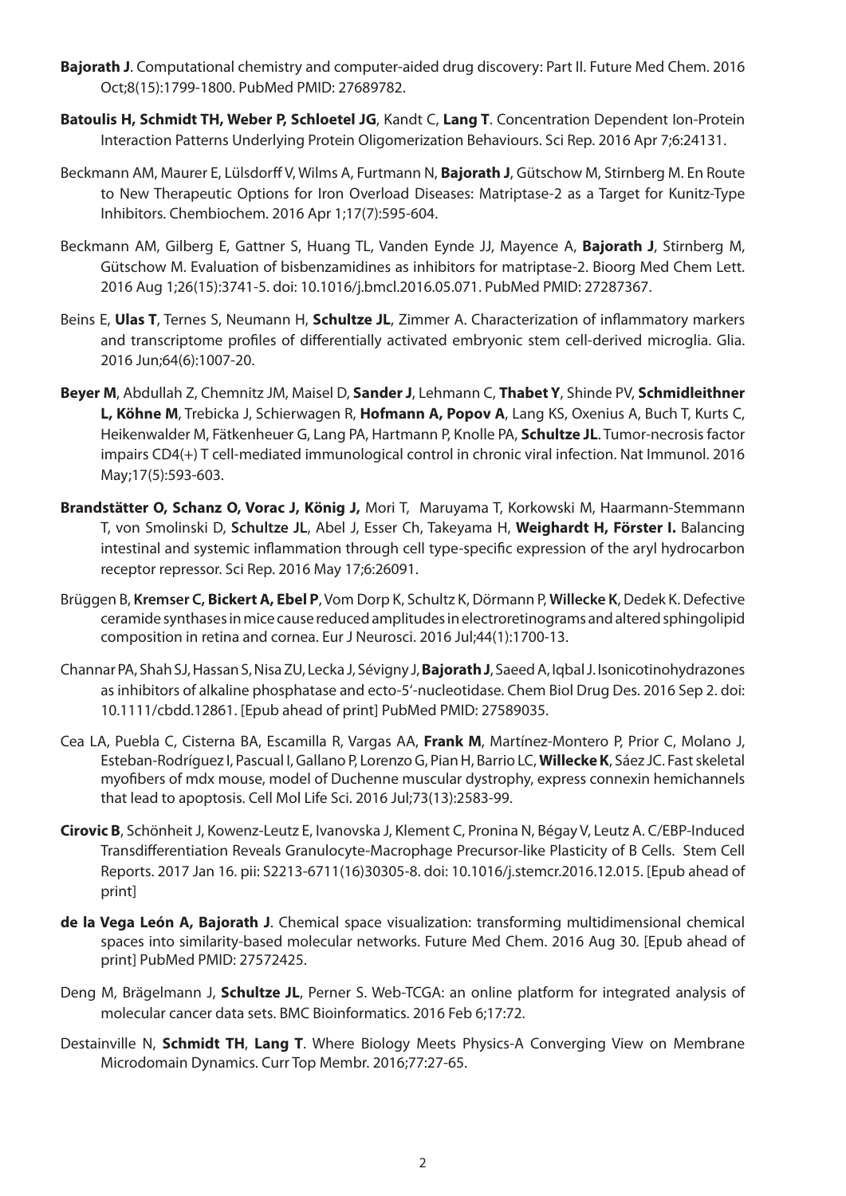**Bajorath J**. Computational chemistry and computer-aided drug discovery: Part II. Future Med Chem. 2016 Oct;8(15):1799-1800. PubMed PMID: 27689782.

**Batoulis H, Schmidt TH, Weber P, Schloetel JG**, Kandt C, **Lang T**. Concentration Dependent Ion-Protein Interaction Patterns Underlying Protein Oligomerization Behaviours. Sci Rep. 2016 Apr 7;6:24131.

Beckmann AM, Maurer E, Lülsdorff V, Wilms A, Furtmann N, **Bajorath J**, Gütschow M, Stirnberg M. En Route to New Therapeutic Options for Iron Overload Diseases: Matriptase-2 as a Target for Kunitz-Type Inhibitors. Chembiochem. 2016 Apr 1;17(7):595-604.

Beckmann AM, Gilberg E, Gattner S, Huang TL, Vanden Eynde JJ, Mayence A, **Bajorath J**, Stirnberg M, Gütschow M. Evaluation of bisbenzamidines as inhibitors for matriptase-2. Bioorg Med Chem Lett. 2016 Aug 1;26(15):3741-5. doi: 10.1016/j.bmcl.2016.05.071. PubMed PMID: 27287367.

Beins E, **Ulas T**, Ternes S, Neumann H, **Schultze JL**, Zimmer A. Characterization of inflammatory markers and transcriptome profiles of differentially activated embryonic stem cell-derived microglia. Glia. 2016 Jun;64(6):1007-20.

**Beyer M**, Abdullah Z, Chemnitz JM, Maisel D, **Sander J**, Lehmann C, **Thabet Y**, Shinde PV, **Schmidleithner L, Köhne M**, Trebicka J, Schierwagen R, **Hofmann A, Popov A**, Lang KS, Oxenius A, Buch T, Kurts C, Heikenwalder M, Fätkenheuer G, Lang PA, Hartmann P, Knolle PA, **Schultze JL**. Tumor-necrosis factor impairs CD4(+) T cell-mediated immunological control in chronic viral infection. Nat Immunol. 2016 May;17(5):593-603.

**Brandstätter O, Schanz O, Vorac J, König J,** Mori T, Maruyama T, Korkowski M, Haarmann-Stemmann T, von Smolinski D, **Schultze JL**, Abel J, Esser Ch, Takeyama H, **Weighardt H, Förster I.** Balancing intestinal and systemic inflammation through cell type-specific expression of the aryl hydrocarbon receptor repressor. Sci Rep. 2016 May 17;6:26091.

Brüggen B, **Kremser C, Bickert A, Ebel P**, Vom Dorp K, Schultz K, Dörmann P, **Willecke K**, Dedek K. Defective ceramide synthases in mice cause reduced amplitudes in electroretinograms and altered sphingolipid composition in retina and cornea. Eur J Neurosci. 2016 Jul;44(1):1700-13.

Channar PA, Shah SJ, Hassan S, Nisa ZU, Lecka J, Sévigny J, **Bajorath J**, Saeed A, Iqbal J. Isonicotinohydrazones as inhibitors of alkaline phosphatase and ecto-5'-nucleotidase. Chem Biol Drug Des. 2016 Sep 2. doi: 10.1111/cbdd.12861. [Epub ahead of print] PubMed PMID: 27589035.

Cea LA, Puebla C, Cisterna BA, Escamilla R, Vargas AA, **Frank M**, Martínez-Montero P, Prior C, Molano J, Esteban-Rodríguez I, Pascual I, Gallano P, Lorenzo G, Pian H, Barrio LC, **Willecke K**, Sáez JC. Fast skeletal myofibers of mdx mouse, model of Duchenne muscular dystrophy, express connexin hemichannels that lead to apoptosis. Cell Mol Life Sci. 2016 Jul;73(13):2583-99.

**Cirovic B**, Schönheit J, Kowenz-Leutz E, Ivanovska J, Klement C, Pronina N, Bégay V, Leutz A. C/EBP-Induced Transdifferentiation Reveals Granulocyte-Macrophage Precursor-like Plasticity of B Cells. Stem Cell Reports. 2017 Jan 16. pii: S2213-6711(16)30305-8. doi: 10.1016/j.stemcr.2016.12.015. [Epub ahead of print]

**de la Vega León A, Bajorath J**. Chemical space visualization: transforming multidimensional chemical spaces into similarity-based molecular networks. Future Med Chem. 2016 Aug 30. [Epub ahead of print] PubMed PMID: 27572425.

Deng M, Brägelmann J, **Schultze JL**, Perner S. Web-TCGA: an online platform for integrated analysis of molecular cancer data sets. BMC Bioinformatics. 2016 Feb 6;17:72.

Destainville N, **Schmidt TH**, **Lang T**. Where Biology Meets Physics-A Converging View on Membrane Microdomain Dynamics. Curr Top Membr. 2016;77:27-65.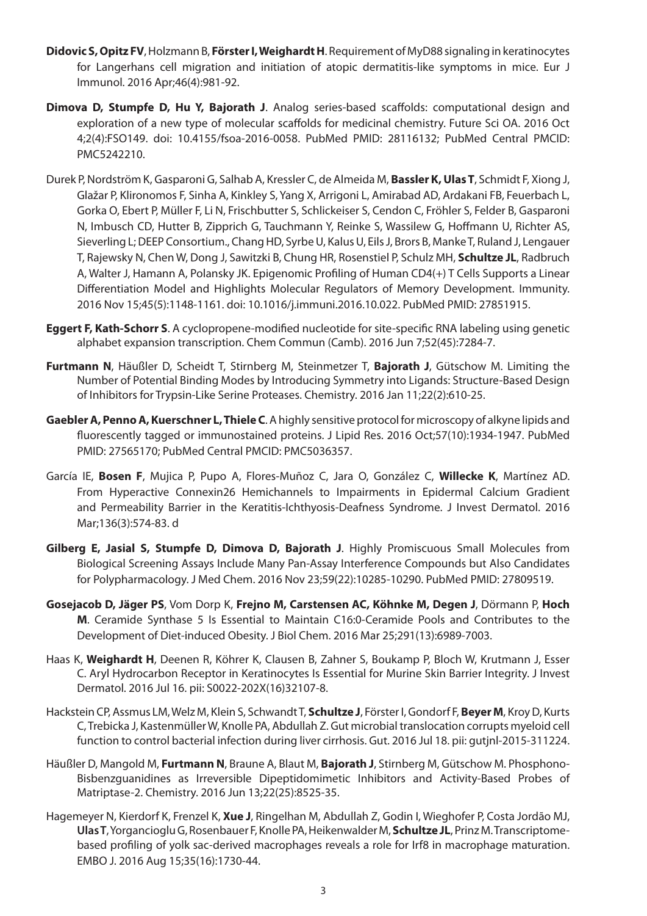**Didovic S, Opitz FV**, Holzmann B, **Förster I, Weighardt H**. Requirement of MyD88 signaling in keratinocytes for Langerhans cell migration and initiation of atopic dermatitis-like symptoms in mice. Eur J Immunol. 2016 Apr;46(4):981-92.

**Dimova D, Stumpfe D, Hu Y, Bajorath J**. Analog series-based scaffolds: computational design and exploration of a new type of molecular scaffolds for medicinal chemistry. Future Sci OA. 2016 Oct 4;2(4):FSO149. doi: 10.4155/fsoa-2016-0058. PubMed PMID: 28116132; PubMed Central PMCID: PMC5242210.

Durek P, Nordström K, Gasparoni G, Salhab A, Kressler C, de Almeida M, **Bassler K, Ulas T**, Schmidt F, Xiong J, Glažar P, Klironomos F, Sinha A, Kinkley S, Yang X, Arrigoni L, Amirabad AD, Ardakani FB, Feuerbach L, Gorka O, Ebert P, Müller F, Li N, Frischbutter S, Schlickeiser S, Cendon C, Fröhler S, Felder B, Gasparoni N, Imbusch CD, Hutter B, Zipprich G, Tauchmann Y, Reinke S, Wassilew G, Hoffmann U, Richter AS, Sieverling L; DEEP Consortium., Chang HD, Syrbe U, Kalus U, Eils J, Brors B, Manke T, Ruland J, Lengauer T, Rajewsky N, Chen W, Dong J, Sawitzki B, Chung HR, Rosenstiel P, Schulz MH, **Schultze JL**, Radbruch A, Walter J, Hamann A, Polansky JK. Epigenomic Profiling of Human CD4(+) T Cells Supports a Linear Differentiation Model and Highlights Molecular Regulators of Memory Development. Immunity. 2016 Nov 15;45(5):1148-1161. doi: 10.1016/j.immuni.2016.10.022. PubMed PMID: 27851915.

**Eggert F, Kath-Schorr S**. A cyclopropene-modified nucleotide for site-specific RNA labeling using genetic alphabet expansion transcription. Chem Commun (Camb). 2016 Jun 7;52(45):7284-7.

**Furtmann N**, Häußler D, Scheidt T, Stirnberg M, Steinmetzer T, **Bajorath J**, Gütschow M. Limiting the Number of Potential Binding Modes by Introducing Symmetry into Ligands: Structure-Based Design of Inhibitors for Trypsin-Like Serine Proteases. Chemistry. 2016 Jan 11;22(2):610-25.

**Gaebler A, Penno A, Kuerschner L, Thiele C**. A highly sensitive protocol for microscopy of alkyne lipids and fluorescently tagged or immunostained proteins. J Lipid Res. 2016 Oct;57(10):1934-1947. PubMed PMID: 27565170; PubMed Central PMCID: PMC5036357.

García IE, **Bosen F**, Mujica P, Pupo A, Flores-Muñoz C, Jara O, González C, **Willecke K**, Martínez AD. From Hyperactive Connexin26 Hemichannels to Impairments in Epidermal Calcium Gradient and Permeability Barrier in the Keratitis-Ichthyosis-Deafness Syndrome. J Invest Dermatol. 2016 Mar;136(3):574-83. d

**Gilberg E, Jasial S, Stumpfe D, Dimova D, Bajorath J**. Highly Promiscuous Small Molecules from Biological Screening Assays Include Many Pan-Assay Interference Compounds but Also Candidates for Polypharmacology. J Med Chem. 2016 Nov 23;59(22):10285-10290. PubMed PMID: 27809519.

**Gosejacob D, Jäger PS**, Vom Dorp K, **Frejno M, Carstensen AC, Köhnke M, Degen J**, Dörmann P, **Hoch M**. Ceramide Synthase 5 Is Essential to Maintain C16:0-Ceramide Pools and Contributes to the Development of Diet-induced Obesity. J Biol Chem. 2016 Mar 25;291(13):6989-7003.

Haas K, **Weighardt H**, Deenen R, Köhrer K, Clausen B, Zahner S, Boukamp P, Bloch W, Krutmann J, Esser C. Aryl Hydrocarbon Receptor in Keratinocytes Is Essential for Murine Skin Barrier Integrity. J Invest Dermatol. 2016 Jul 16. pii: S0022-202X(16)32107-8.

Hackstein CP, Assmus LM, Welz M, Klein S, Schwandt T, **Schultze J**, Förster I, Gondorf F, **Beyer M**, Kroy D, Kurts C, Trebicka J, Kastenmüller W, Knolle PA, Abdullah Z. Gut microbial translocation corrupts myeloid cell function to control bacterial infection during liver cirrhosis. Gut. 2016 Jul 18. pii: gutjnl-2015-311224.

Häußler D, Mangold M, **Furtmann N**, Braune A, Blaut M, **Bajorath J**, Stirnberg M, Gütschow M. Phosphono-Bisbenzguanidines as Irreversible Dipeptidomimetic Inhibitors and Activity-Based Probes of Matriptase-2. Chemistry. 2016 Jun 13;22(25):8525-35.

Hagemeyer N, Kierdorf K, Frenzel K, **Xue J**, Ringelhan M, Abdullah Z, Godin I, Wieghofer P, Costa Jordão MJ, **Ulas T**, Yorgancioglu G, Rosenbauer F, Knolle PA, Heikenwalder M, **Schultze JL**, Prinz M. Transcriptome-based profiling of yolk sac-derived macrophages reveals a role for Irf8 in macrophage maturation. EMBO J. 2016 Aug 15;35(16):1730-44.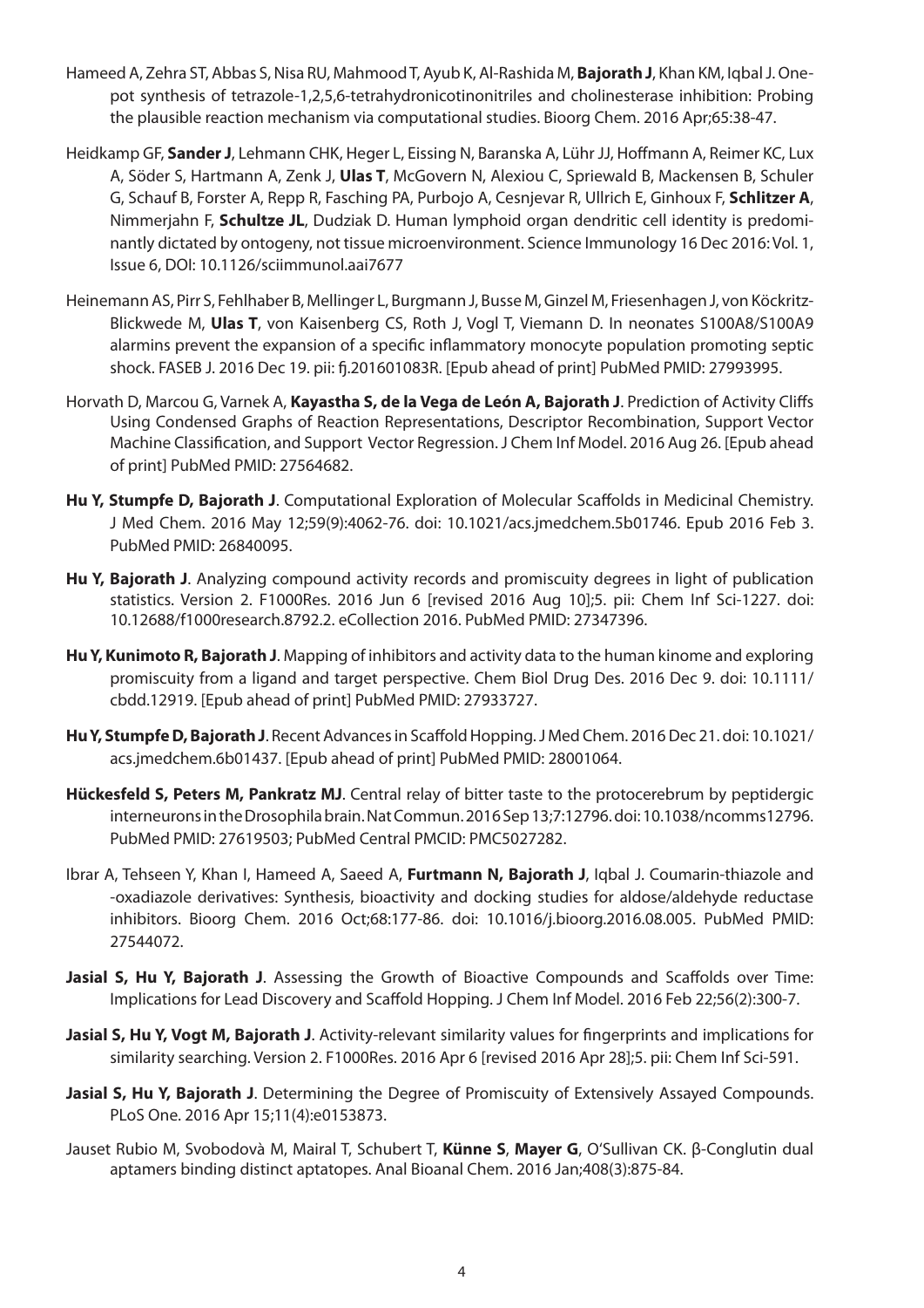Hameed A, Zehra ST, Abbas S, Nisa RU, Mahmood T, Ayub K, Al-Rashida M, **Bajorath J**, Khan KM, Iqbal J. One-pot synthesis of tetrazole-1,2,5,6-tetrahydronicotinonitriles and cholinesterase inhibition: Probing the plausible reaction mechanism via computational studies. Bioorg Chem. 2016 Apr;65:38-47.

Heidkamp GF, **Sander J**, Lehmann CHK, Heger L, Eissing N, Baranska A, Lühr JJ, Hoffmann A, Reimer KC, Lux A, Söder S, Hartmann A, Zenk J, **Ulas T**, McGovern N, Alexiou C, Spriewald B, Mackensen B, Schuler G, Schauf B, Forster A, Repp R, Fasching PA, Purbojo A, Cesnjevar R, Ullrich E, Ginhoux F, **Schlitzer A**, Nimmerjahn F, **Schultze JL**, Dudziak D. Human lymphoid organ dendritic cell identity is predominantly dictated by ontogeny, not tissue microenvironment. Science Immunology 16 Dec 2016: Vol. 1, Issue 6, DOI: 10.1126/sciimmunol.aai7677

Heinemann AS, Pirr S, Fehlhaber B, Mellinger L, Burgmann J, Busse M, Ginzel M, Friesenhagen J, von Köckritz-Blickwede M, **Ulas T**, von Kaisenberg CS, Roth J, Vogl T, Viemann D. In neonates S100A8/S100A9 alarmins prevent the expansion of a specific inflammatory monocyte population promoting septic shock. FASEB J. 2016 Dec 19. pii: fj.201601083R. [Epub ahead of print] PubMed PMID: 27993995.

Horvath D, Marcou G, Varnek A, **Kayastha S, de la Vega de León A, Bajorath J**. Prediction of Activity Cliffs Using Condensed Graphs of Reaction Representations, Descriptor Recombination, Support Vector Machine Classification, and Support Vector Regression. J Chem Inf Model. 2016 Aug 26. [Epub ahead of print] PubMed PMID: 27564682.

**Hu Y, Stumpfe D, Bajorath J**. Computational Exploration of Molecular Scaffolds in Medicinal Chemistry. J Med Chem. 2016 May 12;59(9):4062-76. doi: 10.1021/acs.jmedchem.5b01746. Epub 2016 Feb 3. PubMed PMID: 26840095.

**Hu Y, Bajorath J**. Analyzing compound activity records and promiscuity degrees in light of publication statistics. Version 2. F1000Res. 2016 Jun 6 [revised 2016 Aug 10];5. pii: Chem Inf Sci-1227. doi: 10.12688/f1000research.8792.2. eCollection 2016. PubMed PMID: 27347396.

**Hu Y, Kunimoto R, Bajorath J**. Mapping of inhibitors and activity data to the human kinome and exploring promiscuity from a ligand and target perspective. Chem Biol Drug Des. 2016 Dec 9. doi: 10.1111/cbdd.12919. [Epub ahead of print] PubMed PMID: 27933727.

**Hu Y, Stumpfe D, Bajorath J**. Recent Advances in Scaffold Hopping. J Med Chem. 2016 Dec 21. doi: 10.1021/acs.jmedchem.6b01437. [Epub ahead of print] PubMed PMID: 28001064.

**Hückesfeld S, Peters M, Pankratz MJ**. Central relay of bitter taste to the protocerebrum by peptidergic interneurons in the Drosophila brain. Nat Commun. 2016 Sep 13;7:12796. doi: 10.1038/ncomms12796. PubMed PMID: 27619503; PubMed Central PMCID: PMC5027282.

Ibrar A, Tehseen Y, Khan I, Hameed A, Saeed A, **Furtmann N, Bajorath J**, Iqbal J. Coumarin-thiazole and -oxadiazole derivatives: Synthesis, bioactivity and docking studies for aldose/aldehyde reductase inhibitors. Bioorg Chem. 2016 Oct;68:177-86. doi: 10.1016/j.bioorg.2016.08.005. PubMed PMID: 27544072.

**Jasial S, Hu Y, Bajorath J**. Assessing the Growth of Bioactive Compounds and Scaffolds over Time: Implications for Lead Discovery and Scaffold Hopping. J Chem Inf Model. 2016 Feb 22;56(2):300-7.

**Jasial S, Hu Y, Vogt M, Bajorath J**. Activity-relevant similarity values for fingerprints and implications for similarity searching. Version 2. F1000Res. 2016 Apr 6 [revised 2016 Apr 28];5. pii: Chem Inf Sci-591.

**Jasial S, Hu Y, Bajorath J**. Determining the Degree of Promiscuity of Extensively Assayed Compounds. PLoS One. 2016 Apr 15;11(4):e0153873.

Jauset Rubio M, Svobodovà M, Mairal T, Schubert T, **Künne S**, **Mayer G**, O'Sullivan CK. β-Conglutin dual aptamers binding distinct aptatopes. Anal Bioanal Chem. 2016 Jan;408(3):875-84.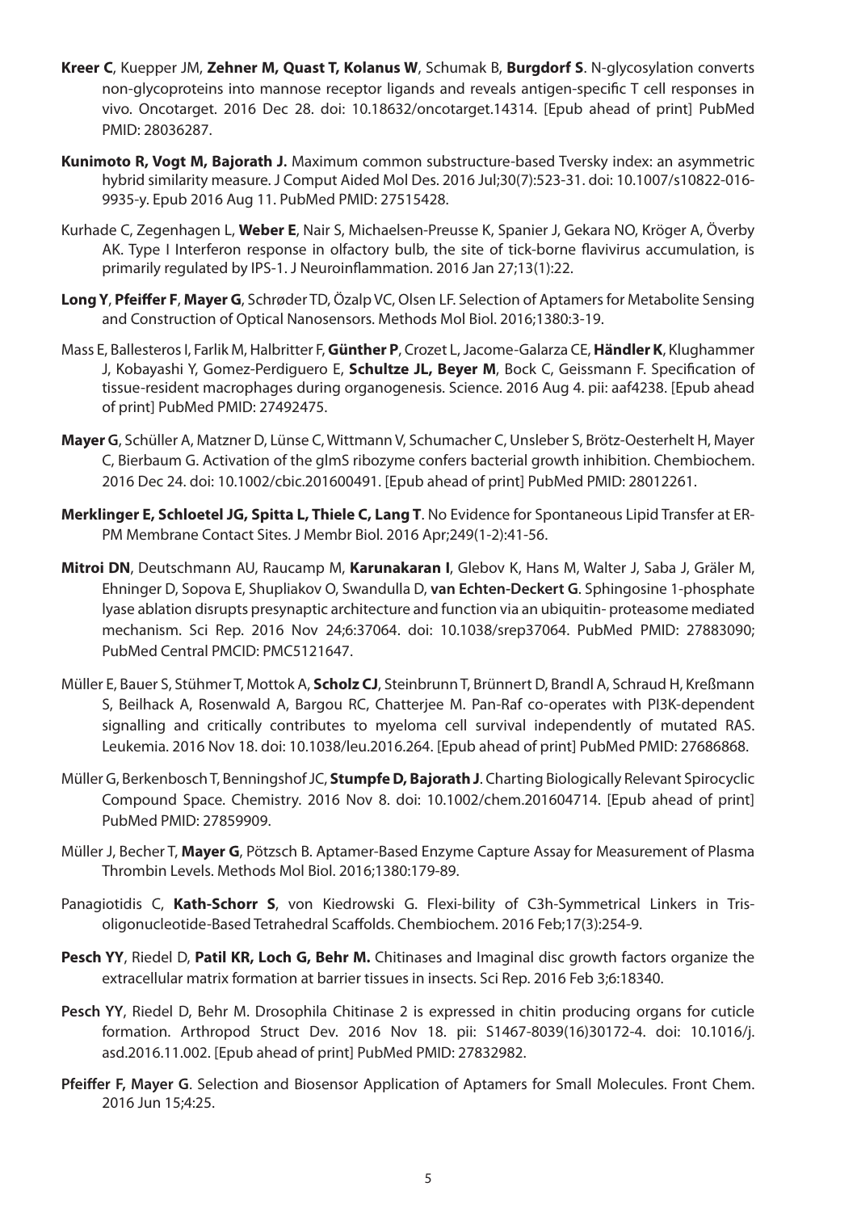**Kreer C**, Kuepper JM, **Zehner M, Quast T, Kolanus W**, Schumak B, **Burgdorf S**. N-glycosylation converts non-glycoproteins into mannose receptor ligands and reveals antigen-specific T cell responses in vivo. Oncotarget. 2016 Dec 28. doi: 10.18632/oncotarget.14314. [Epub ahead of print] PubMed PMID: 28036287.

**Kunimoto R, Vogt M, Bajorath J.** Maximum common substructure-based Tversky index: an asymmetric hybrid similarity measure. J Comput Aided Mol Des. 2016 Jul;30(7):523-31. doi: 10.1007/s10822-016-9935-y. Epub 2016 Aug 11. PubMed PMID: 27515428.

Kurhade C, Zegenhagen L, **Weber E**, Nair S, Michaelsen-Preusse K, Spanier J, Gekara NO, Kröger A, Överby AK. Type I Interferon response in olfactory bulb, the site of tick-borne flavivirus accumulation, is primarily regulated by IPS-1. J Neuroinflammation. 2016 Jan 27;13(1):22.

**Long Y**, **Pfeiffer F**, **Mayer G**, Schrøder TD, Özalp VC, Olsen LF. Selection of Aptamers for Metabolite Sensing and Construction of Optical Nanosensors. Methods Mol Biol. 2016;1380:3-19.

Mass E, Ballesteros I, Farlik M, Halbritter F, **Günther P**, Crozet L, Jacome-Galarza CE, **Händler K**, Klughammer J, Kobayashi Y, Gomez-Perdiguero E, **Schultze JL, Beyer M**, Bock C, Geissmann F. Specification of tissue-resident macrophages during organogenesis. Science. 2016 Aug 4. pii: aaf4238. [Epub ahead of print] PubMed PMID: 27492475.

**Mayer G**, Schüller A, Matzner D, Lünse C, Wittmann V, Schumacher C, Unsleber S, Brötz-Oesterhelt H, Mayer C, Bierbaum G. Activation of the glmS ribozyme confers bacterial growth inhibition. Chembiochem. 2016 Dec 24. doi: 10.1002/cbic.201600491. [Epub ahead of print] PubMed PMID: 28012261.

**Merklinger E, Schloetel JG, Spitta L, Thiele C, Lang T**. No Evidence for Spontaneous Lipid Transfer at ER-PM Membrane Contact Sites. J Membr Biol. 2016 Apr;249(1-2):41-56.

**Mitroi DN**, Deutschmann AU, Raucamp M, **Karunakaran I**, Glebov K, Hans M, Walter J, Saba J, Gräler M, Ehninger D, Sopova E, Shupliakov O, Swandulla D, **van Echten-Deckert G**. Sphingosine 1-phosphate lyase ablation disrupts presynaptic architecture and function via an ubiquitin- proteasome mediated mechanism. Sci Rep. 2016 Nov 24;6:37064. doi: 10.1038/srep37064. PubMed PMID: 27883090; PubMed Central PMCID: PMC5121647.

Müller E, Bauer S, Stühmer T, Mottok A, **Scholz CJ**, Steinbrunn T, Brünnert D, Brandl A, Schraud H, Kreßmann S, Beilhack A, Rosenwald A, Bargou RC, Chatterjee M. Pan-Raf co-operates with PI3K-dependent signalling and critically contributes to myeloma cell survival independently of mutated RAS. Leukemia. 2016 Nov 18. doi: 10.1038/leu.2016.264. [Epub ahead of print] PubMed PMID: 27686868.

Müller G, Berkenbosch T, Benningshof JC, **Stumpfe D, Bajorath J**. Charting Biologically Relevant Spirocyclic Compound Space. Chemistry. 2016 Nov 8. doi: 10.1002/chem.201604714. [Epub ahead of print] PubMed PMID: 27859909.

Müller J, Becher T, **Mayer G**, Pötzsch B. Aptamer-Based Enzyme Capture Assay for Measurement of Plasma Thrombin Levels. Methods Mol Biol. 2016;1380:179-89.

Panagiotidis C, **Kath-Schorr S**, von Kiedrowski G. Flexi-bility of C3h-Symmetrical Linkers in Tris-oligonucleotide-Based Tetrahedral Scaffolds. Chembiochem. 2016 Feb;17(3):254-9.

**Pesch YY**, Riedel D, **Patil KR, Loch G, Behr M.** Chitinases and Imaginal disc growth factors organize the extracellular matrix formation at barrier tissues in insects. Sci Rep. 2016 Feb 3;6:18340.

**Pesch YY**, Riedel D, Behr M. Drosophila Chitinase 2 is expressed in chitin producing organs for cuticle formation. Arthropod Struct Dev. 2016 Nov 18. pii: S1467-8039(16)30172-4. doi: 10.1016/j.asd.2016.11.002. [Epub ahead of print] PubMed PMID: 27832982.

**Pfeiffer F, Mayer G**. Selection and Biosensor Application of Aptamers for Small Molecules. Front Chem. 2016 Jun 15;4:25.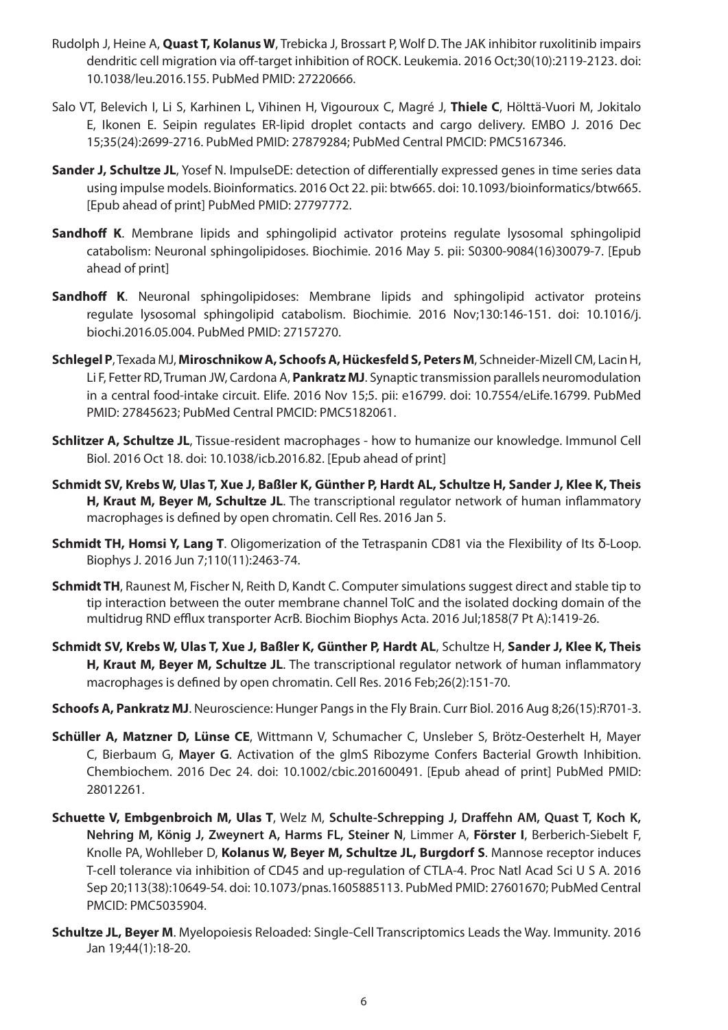Rudolph J, Heine A, **Quast T, Kolanus W**, Trebicka J, Brossart P, Wolf D. The JAK inhibitor ruxolitinib impairs dendritic cell migration via off-target inhibition of ROCK. Leukemia. 2016 Oct;30(10):2119-2123. doi: 10.1038/leu.2016.155. PubMed PMID: 27220666.

Salo VT, Belevich I, Li S, Karhinen L, Vihinen H, Vigouroux C, Magré J, **Thiele C**, Hölttä-Vuori M, Jokitalo E, Ikonen E. Seipin regulates ER-lipid droplet contacts and cargo delivery. EMBO J. 2016 Dec 15;35(24):2699-2716. PubMed PMID: 27879284; PubMed Central PMCID: PMC5167346.

**Sander J, Schultze JL**, Yosef N. ImpulseDE: detection of differentially expressed genes in time series data using impulse models. Bioinformatics. 2016 Oct 22. pii: btw665. doi: 10.1093/bioinformatics/btw665. [Epub ahead of print] PubMed PMID: 27797772.

**Sandhoff K**. Membrane lipids and sphingolipid activator proteins regulate lysosomal sphingolipid catabolism: Neuronal sphingolipidoses. Biochimie. 2016 May 5. pii: S0300-9084(16)30079-7. [Epub ahead of print]

**Sandhoff K**. Neuronal sphingolipidoses: Membrane lipids and sphingolipid activator proteins regulate lysosomal sphingolipid catabolism. Biochimie. 2016 Nov;130:146-151. doi: 10.1016/j.biochi.2016.05.004. PubMed PMID: 27157270.

**Schlegel P**, Texada MJ, **Miroschnikow A, Schoofs A, Hückesfeld S, Peters M**, Schneider-Mizell CM, Lacin H, Li F, Fetter RD, Truman JW, Cardona A, **Pankratz MJ**. Synaptic transmission parallels neuromodulation in a central food-intake circuit. Elife. 2016 Nov 15;5. pii: e16799. doi: 10.7554/eLife.16799. PubMed PMID: 27845623; PubMed Central PMCID: PMC5182061.

**Schlitzer A, Schultze JL**, Tissue-resident macrophages - how to humanize our knowledge. Immunol Cell Biol. 2016 Oct 18. doi: 10.1038/icb.2016.82. [Epub ahead of print]

**Schmidt SV, Krebs W, Ulas T, Xue J, Baßler K, Günther P, Hardt AL, Schultze H, Sander J, Klee K, Theis H, Kraut M, Beyer M, Schultze JL**. The transcriptional regulator network of human inflammatory macrophages is defined by open chromatin. Cell Res. 2016 Jan 5.

**Schmidt TH, Homsi Y, Lang T**. Oligomerization of the Tetraspanin CD81 via the Flexibility of Its δ-Loop. Biophys J. 2016 Jun 7;110(11):2463-74.

**Schmidt TH**, Raunest M, Fischer N, Reith D, Kandt C. Computer simulations suggest direct and stable tip to tip interaction between the outer membrane channel TolC and the isolated docking domain of the multidrug RND efflux transporter AcrB. Biochim Biophys Acta. 2016 Jul;1858(7 Pt A):1419-26.

**Schmidt SV, Krebs W, Ulas T, Xue J, Baßler K, Günther P, Hardt AL**, Schultze H, **Sander J, Klee K, Theis H, Kraut M, Beyer M, Schultze JL**. The transcriptional regulator network of human inflammatory macrophages is defined by open chromatin. Cell Res. 2016 Feb;26(2):151-70.

**Schoofs A, Pankratz MJ**. Neuroscience: Hunger Pangs in the Fly Brain. Curr Biol. 2016 Aug 8;26(15):R701-3.

**Schüller A, Matzner D, Lünse CE**, Wittmann V, Schumacher C, Unsleber S, Brötz-Oesterhelt H, Mayer C, Bierbaum G, **Mayer G**. Activation of the glmS Ribozyme Confers Bacterial Growth Inhibition. Chembiochem. 2016 Dec 24. doi: 10.1002/cbic.201600491. [Epub ahead of print] PubMed PMID: 28012261.

**Schuette V, Embgenbroich M, Ulas T**, Welz M, **Schulte-Schrepping J, Draffehn AM, Quast T, Koch K, Nehring M, König J, Zweynert A, Harms FL, Steiner N**, Limmer A, **Förster I**, Berberich-Siebelt F, Knolle PA, Wohlleber D, **Kolanus W, Beyer M, Schultze JL, Burgdorf S**. Mannose receptor induces T-cell tolerance via inhibition of CD45 and up-regulation of CTLA-4. Proc Natl Acad Sci U S A. 2016 Sep 20;113(38):10649-54. doi: 10.1073/pnas.1605885113. PubMed PMID: 27601670; PubMed Central PMCID: PMC5035904.

**Schultze JL, Beyer M**. Myelopoiesis Reloaded: Single-Cell Transcriptomics Leads the Way. Immunity. 2016 Jan 19;44(1):18-20.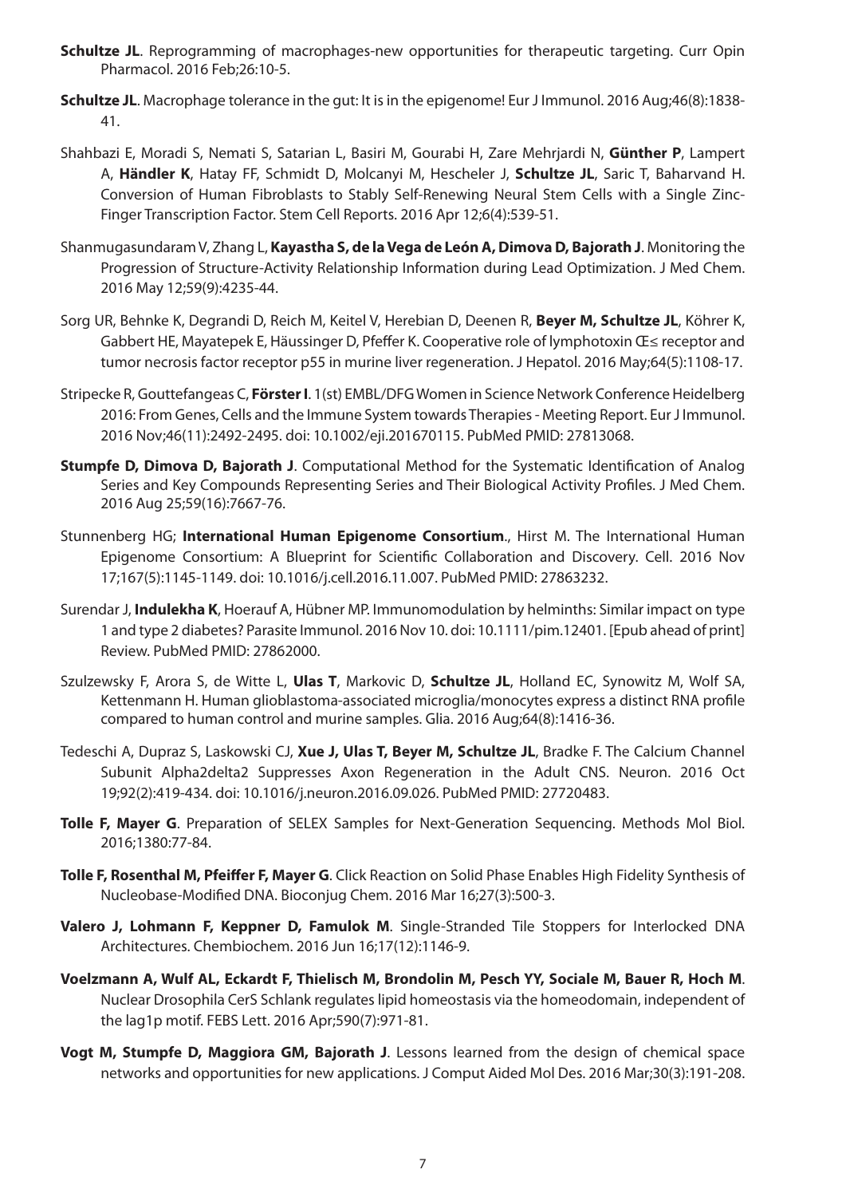**Schultze JL**. Reprogramming of macrophages-new opportunities for therapeutic targeting. Curr Opin Pharmacol. 2016 Feb;26:10-5.

**Schultze JL**. Macrophage tolerance in the gut: It is in the epigenome! Eur J Immunol. 2016 Aug;46(8):1838-41.

Shahbazi E, Moradi S, Nemati S, Satarian L, Basiri M, Gourabi H, Zare Mehrjardi N, **Günther P**, Lampert A, **Händler K**, Hatay FF, Schmidt D, Molcanyi M, Hescheler J, **Schultze JL**, Saric T, Baharvand H. Conversion of Human Fibroblasts to Stably Self-Renewing Neural Stem Cells with a Single Zinc-Finger Transcription Factor. Stem Cell Reports. 2016 Apr 12;6(4):539-51.

Shanmugasundaram V, Zhang L, **Kayastha S, de la Vega de León A, Dimova D, Bajorath J**. Monitoring the Progression of Structure-Activity Relationship Information during Lead Optimization. J Med Chem. 2016 May 12;59(9):4235-44.

Sorg UR, Behnke K, Degrandi D, Reich M, Keitel V, Herebian D, Deenen R, **Beyer M, Schultze JL**, Köhrer K, Gabbert HE, Mayatepek E, Häussinger D, Pfeffer K. Cooperative role of lymphotoxin Œ≤ receptor and tumor necrosis factor receptor p55 in murine liver regeneration. J Hepatol. 2016 May;64(5):1108-17.

Stripecke R, Gouttefangeas C, **Förster I**. 1(st) EMBL/DFG Women in Science Network Conference Heidelberg 2016: From Genes, Cells and the Immune System towards Therapies - Meeting Report. Eur J Immunol. 2016 Nov;46(11):2492-2495. doi: 10.1002/eji.201670115. PubMed PMID: 27813068.

**Stumpfe D, Dimova D, Bajorath J**. Computational Method for the Systematic Identification of Analog Series and Key Compounds Representing Series and Their Biological Activity Profiles. J Med Chem. 2016 Aug 25;59(16):7667-76.

Stunnenberg HG; **International Human Epigenome Consortium**., Hirst M. The International Human Epigenome Consortium: A Blueprint for Scientific Collaboration and Discovery. Cell. 2016 Nov 17;167(5):1145-1149. doi: 10.1016/j.cell.2016.11.007. PubMed PMID: 27863232.

Surendar J, **Indulekha K**, Hoerauf A, Hübner MP. Immunomodulation by helminths: Similar impact on type 1 and type 2 diabetes? Parasite Immunol. 2016 Nov 10. doi: 10.1111/pim.12401. [Epub ahead of print] Review. PubMed PMID: 27862000.

Szulzewsky F, Arora S, de Witte L, **Ulas T**, Markovic D, **Schultze JL**, Holland EC, Synowitz M, Wolf SA, Kettenmann H. Human glioblastoma-associated microglia/monocytes express a distinct RNA profile compared to human control and murine samples. Glia. 2016 Aug;64(8):1416-36.

Tedeschi A, Dupraz S, Laskowski CJ, **Xue J, Ulas T, Beyer M, Schultze JL**, Bradke F. The Calcium Channel Subunit Alpha2delta2 Suppresses Axon Regeneration in the Adult CNS. Neuron. 2016 Oct 19;92(2):419-434. doi: 10.1016/j.neuron.2016.09.026. PubMed PMID: 27720483.

**Tolle F, Mayer G**. Preparation of SELEX Samples for Next-Generation Sequencing. Methods Mol Biol. 2016;1380:77-84.

**Tolle F, Rosenthal M, Pfeiffer F, Mayer G**. Click Reaction on Solid Phase Enables High Fidelity Synthesis of Nucleobase-Modified DNA. Bioconjug Chem. 2016 Mar 16;27(3):500-3.

**Valero J, Lohmann F, Keppner D, Famulok M**. Single-Stranded Tile Stoppers for Interlocked DNA Architectures. Chembiochem. 2016 Jun 16;17(12):1146-9.

**Voelzmann A, Wulf AL, Eckardt F, Thielisch M, Brondolin M, Pesch YY, Sociale M, Bauer R, Hoch M**. Nuclear Drosophila CerS Schlank regulates lipid homeostasis via the homeodomain, independent of the lag1p motif. FEBS Lett. 2016 Apr;590(7):971-81.

**Vogt M, Stumpfe D, Maggiora GM, Bajorath J**. Lessons learned from the design of chemical space networks and opportunities for new applications. J Comput Aided Mol Des. 2016 Mar;30(3):191-208.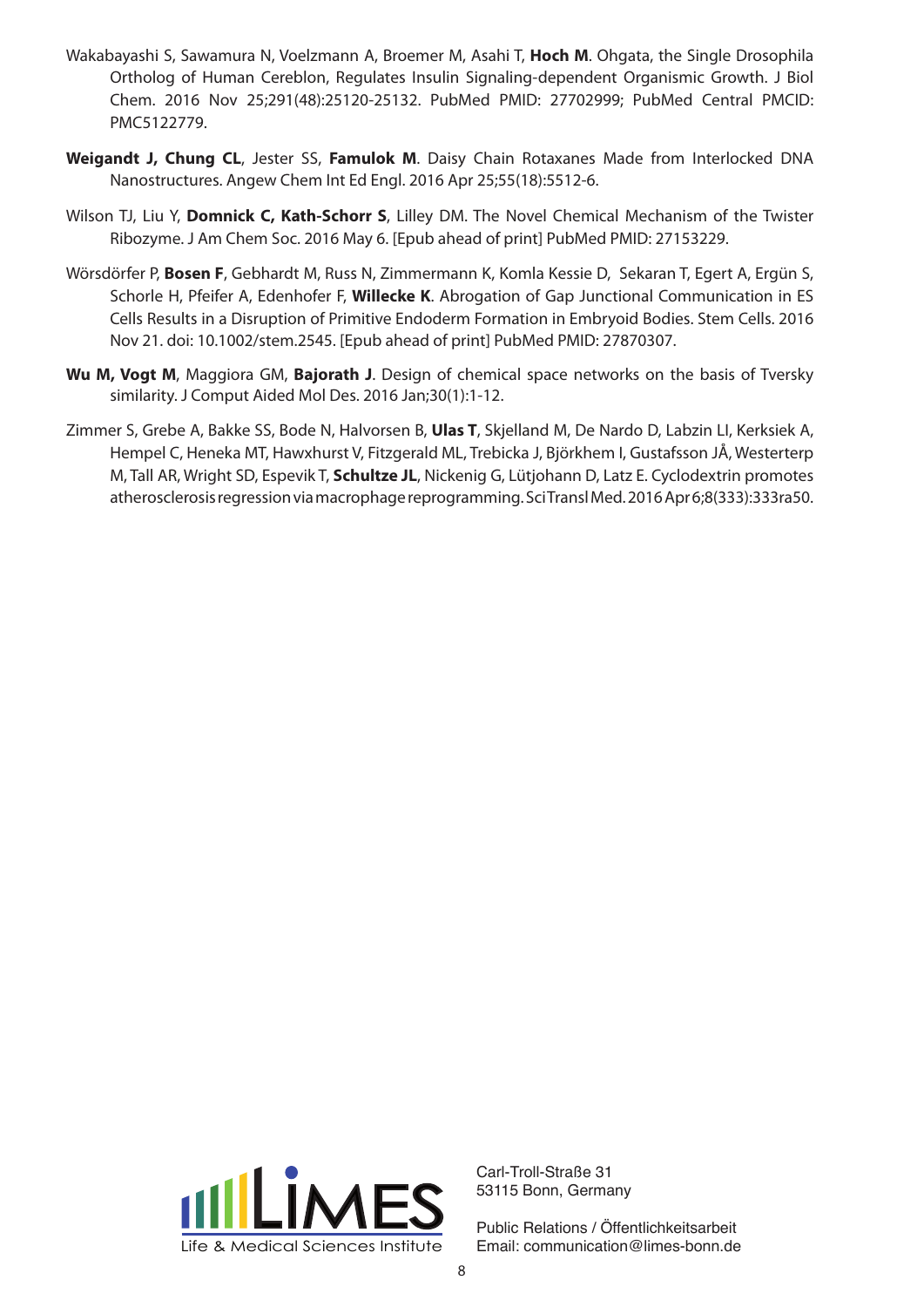Wakabayashi S, Sawamura N, Voelzmann A, Broemer M, Asahi T, **Hoch M**. Ohgata, the Single Drosophila Ortholog of Human Cereblon, Regulates Insulin Signaling-dependent Organismic Growth. J Biol Chem. 2016 Nov 25;291(48):25120-25132. PubMed PMID: 27702999; PubMed Central PMCID: PMC5122779.

**Weigandt J, Chung CL**, Jester SS, **Famulok M**. Daisy Chain Rotaxanes Made from Interlocked DNA Nanostructures. Angew Chem Int Ed Engl. 2016 Apr 25;55(18):5512-6.

Wilson TJ, Liu Y, **Domnick C, Kath-Schorr S**, Lilley DM. The Novel Chemical Mechanism of the Twister Ribozyme. J Am Chem Soc. 2016 May 6. [Epub ahead of print] PubMed PMID: 27153229.

Wörsdörfer P, **Bosen F**, Gebhardt M, Russ N, Zimmermann K, Komla Kessie D, Sekaran T, Egert A, Ergün S, Schorle H, Pfeifer A, Edenhofer F, **Willecke K**. Abrogation of Gap Junctional Communication in ES Cells Results in a Disruption of Primitive Endoderm Formation in Embryoid Bodies. Stem Cells. 2016 Nov 21. doi: 10.1002/stem.2545. [Epub ahead of print] PubMed PMID: 27870307.

**Wu M, Vogt M**, Maggiora GM, **Bajorath J**. Design of chemical space networks on the basis of Tversky similarity. J Comput Aided Mol Des. 2016 Jan;30(1):1-12.

Zimmer S, Grebe A, Bakke SS, Bode N, Halvorsen B, **Ulas T**, Skjelland M, De Nardo D, Labzin LI, Kerksiek A, Hempel C, Heneka MT, Hawxhurst V, Fitzgerald ML, Trebicka J, Björkhem I, Gustafsson JÅ, Westerterp M, Tall AR, Wright SD, Espevik T, **Schultze JL**, Nickenig G, Lütjohann D, Latz E. Cyclodextrin promotes atherosclerosis regression via macrophage reprogramming. Sci Transl Med. 2016 Apr 6;8(333):333ra50.

LIMES
Life & Medical Sciences Institute

Carl-Troll-Straße 31
53115 Bonn, Germany

Public Relations / Öffentlichkeitsarbeit
Email: communication@limes-bonn.de